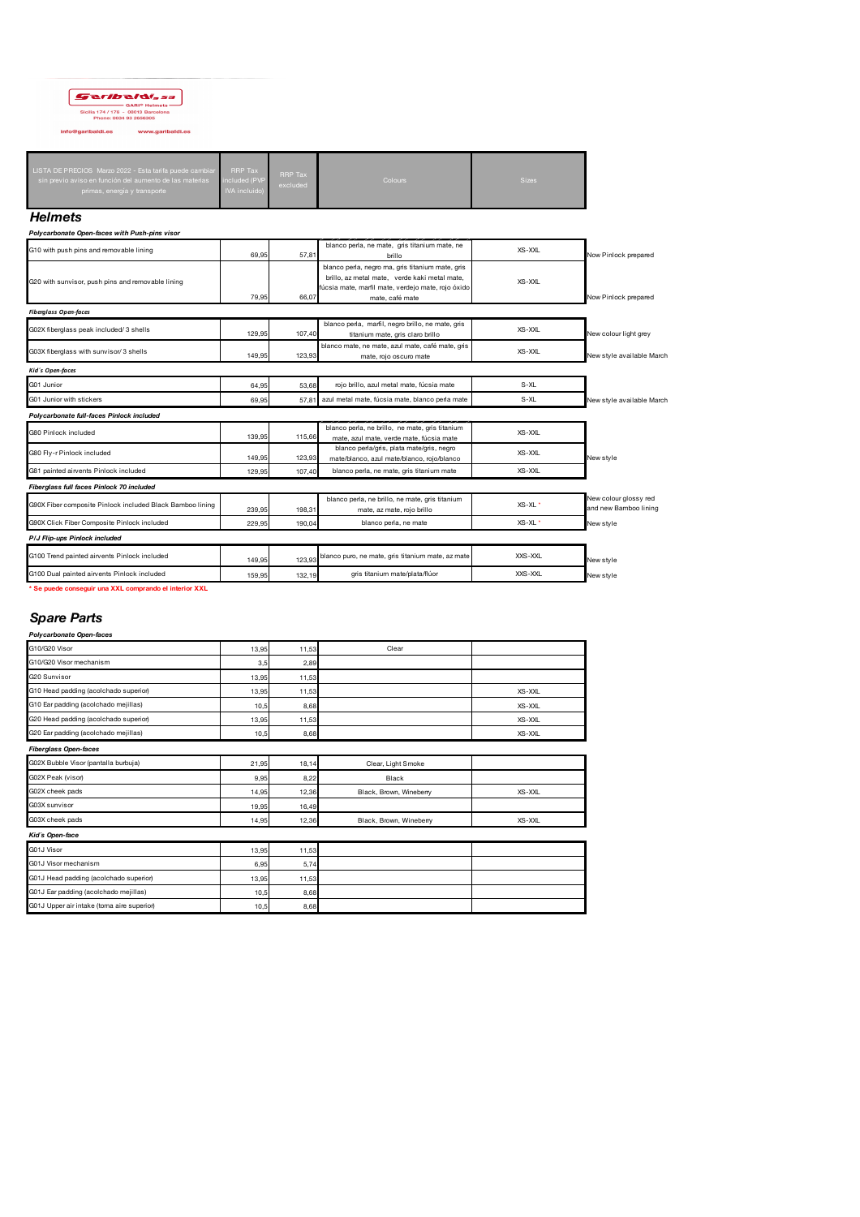Garibaldi, sa
GARI® Helmets
Sicilia 174 / 176 – 08013 Barcelona
Phone: 0034 93 2656305

info@garibaldi.es www.garibaldi.es

| LISTA DE PRECIOS Marzo 2022 - Esta tarifa puede cambiar sin previo aviso en función del aumento de las materias primas, energía y transporte | RRP Tax included (PVP IVA incluido) | RRP Tax excluded | Colours | Sizes | |
|---|---|---|---|---|---|

## Helmets

***Polycarbonate Open-faces with Push-pins visor***

| | | | | | |
|---|---|---|---|---|---|
| G10 with push pins and removable lining | 69,95 | 57,81 | blanco perla, ne mate, gris titanium mate, ne brillo | XS-XXL | Now Pinlock prepared |
| G20 with sunvisor, push pins and removable lining | 79,95 | 66,07 | blanco perla, negro ma, gris titanium mate, gris brillo, az metal mate, verde kaki metal mate, fúcsia mate, marfil mate, verdejo mate, rojo óxido mate, café mate | XS-XXL | Now Pinlock prepared |

***Fiberglass Open-faces***

| | | | | | |
|---|---|---|---|---|---|
| G02X fiberglass peak included/ 3 shells | 129,95 | 107,40 | blanco perla, marfil, negro brillo, ne mate, gris titanium mate, gris claro brillo | XS-XXL | New colour light grey |
| G03X fiberglass with sunvisor/ 3 shells | 149,95 | 123,93 | blanco mate, ne mate, azul mate, café mate, gris mate, rojo oscuro mate | XS-XXL | New style available March |

***Kid´s Open-faces***

| | | | | | |
|---|---|---|---|---|---|
| G01 Junior | 64,95 | 53,68 | rojo brillo, azul metal mate, fúcsia mate | S-XL | |
| G01 Junior with stickers | 69,95 | 57,81 | azul metal mate, fúcsia mate, blanco perla mate | S-XL | New style available March |

***Polycarbonate full-faces Pinlock included***

| | | | | | |
|---|---|---|---|---|---|
| G80 Pinlock included | 139,95 | 115,66 | blanco perla, ne brillo, ne mate, gris titanium mate, azul mate, verde mate, fúcsia mate | XS-XXL | |
| G80 Fly-r Pinlock included | 149,95 | 123,93 | blanco perla/gris, plata mate/gris, negro mate/blanco, azul mate/blanco, rojo/blanco | XS-XXL | New style |
| G81 painted airvents Pinlock included | 129,95 | 107,40 | blanco perla, ne mate, gris titanium mate | XS-XXL | |

***Fiberglass full faces Pinlock 70 included***

| | | | | | |
|---|---|---|---|---|---|
| G90X Fiber composite Pinlock included Black Bamboo lining | 239,95 | 198,31 | blanco perla, ne brillo, ne mate, gris titanium mate, az mate, rojo brillo | XS-XL * | New colour glossy red and new Bamboo lining |
| G90X Click Fiber Composite Pinlock included | 229,95 | 190,04 | blanco perla, ne mate | XS-XL * | New style |

***P/J Flip-ups Pinlock included***

| | | | | | |
|---|---|---|---|---|---|
| G100 Trend painted airvents Pinlock included | 149,95 | 123,93 | blanco puro, ne mate, gris titanium mate, az mate | XXS-XXL | New style |
| G100 Dual painted airvents Pinlock included | 159,95 | 132,19 | gris titanium mate/plata/flúor | XXS-XXL | New style |

**\* Se puede conseguir una XXL comprando el interior XXL**

## Spare Parts

***Polycarbonate Open-faces***

| | | | | |
|---|---|---|---|---|
| G10/G20 Visor | 13,95 | 11,53 | Clear | |
| G10/G20 Visor mechanism | 3,5 | 2,89 | | |
| G20 Sunvisor | 13,95 | 11,53 | | |
| G10 Head padding (acolchado superior) | 13,95 | 11,53 | | XS-XXL |
| G10 Ear padding (acolchado mejillas) | 10,5 | 8,68 | | XS-XXL |
| G20 Head padding (acolchado superior) | 13,95 | 11,53 | | XS-XXL |
| G20 Ear padding (acolchado mejillas) | 10,5 | 8,68 | | XS-XXL |

***Fiberglass Open-faces***

| | | | | |
|---|---|---|---|---|
| G02X Bubble Visor (pantalla burbuja) | 21,95 | 18,14 | Clear, Light Smoke | |
| G02X Peak (visor) | 9,95 | 8,22 | Black | |
| G02X cheek pads | 14,95 | 12,36 | Black, Brown, Wineberry | XS-XXL |
| G03X sunvisor | 19,95 | 16,49 | | |
| G03X cheek pads | 14,95 | 12,36 | Black, Brown, Wineberry | XS-XXL |

***Kid´s Open-face***

| | | | | |
|---|---|---|---|---|
| G01J Visor | 13,95 | 11,53 | | |
| G01J Visor mechanism | 6,95 | 5,74 | | |
| G01J Head padding (acolchado superior) | 13,95 | 11,53 | | |
| G01J Ear padding (acolchado mejillas) | 10,5 | 8,68 | | |
| G01J Upper air intake (toma aire superior) | 10,5 | 8,68 | | |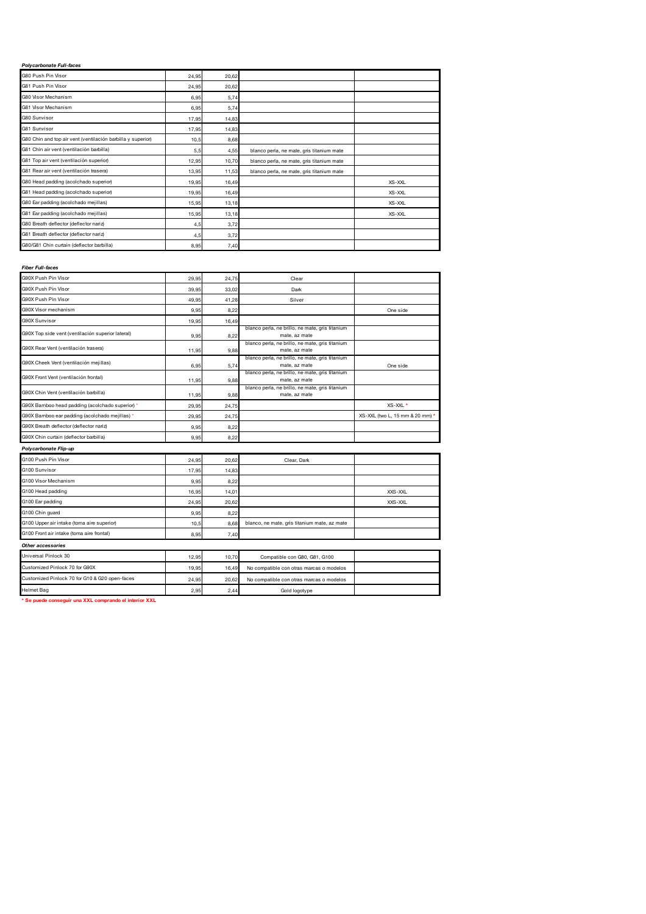***Polycarbonate Full-faces***

| | | | | |
|---|---|---|---|---|
| G80 Push Pin Visor | 24,95 | 20,62 | | |
| G81 Push Pin Visor | 24,95 | 20,62 | | |
| G80 Visor Mechanism | 6,95 | 5,74 | | |
| G81 Visor Mechanism | 6,95 | 5,74 | | |
| G80 Sunvisor | 17,95 | 14,83 | | |
| G81 Sunvisor | 17,95 | 14,83 | | |
| G80 Chin and top air vent (ventilación barbilla y superior) | 10,5 | 8,68 | | |
| G81 Chin air vent (ventilación barbilla) | 5,5 | 4,55 | blanco perla, ne mate, gris titanium mate | |
| G81 Top air vent (ventilación superior) | 12,95 | 10,70 | blanco perla, ne mate, gris titanium mate | |
| G81 Rear air vent (ventilación trasera) | 13,95 | 11,53 | blanco perla, ne mate, gris titanium mate | |
| G80 Head padding (acolchado superior) | 19,95 | 16,49 | | XS-XXL |
| G81 Head padding (acolchado superior) | 19,95 | 16,49 | | XS-XXL |
| G80 Ear padding (acolchado mejillas) | 15,95 | 13,18 | | XS-XXL |
| G81 Ear padding (acolchado mejillas) | 15,95 | 13,18 | | XS-XXL |
| G80 Breath deflector (deflector nariz) | 4,5 | 3,72 | | |
| G81 Breath deflector (deflector nariz) | 4,5 | 3,72 | | |
| G80/G81 Chin curtain (deflector barbilla) | 8,95 | 7,40 | | |

***Fiber Full-faces***

| | | | | |
|---|---|---|---|---|
| G90X Push Pin Visor | 29,95 | 24,75 | Clear | |
| G90X Push Pin Visor | 39,95 | 33,02 | Dark | |
| G90X Push Pin Visor | 49,95 | 41,28 | Silver | |
| G90X Visor mechanism | 9,95 | 8,22 | | One side |
| G90X Sunvisor | 19,95 | 16,49 | | |
| G90X Top side vent (ventilación superior lateral) | 9,95 | 8,22 | blanco perla, ne brillo, ne mate, gris titanium mate, az mate | |
| G90X Rear Vent (ventilación trasera) | 11,95 | 9,88 | blanco perla, ne brillo, ne mate, gris titanium mate, az mate | |
| G90X Cheek Vent (ventilación mejillas) | 6,95 | 5,74 | blanco perla, ne brillo, ne mate, gris titanium mate, az mate | One side |
| G90X Front Vent (ventilación frontal) | 11,95 | 9,88 | blanco perla, ne brillo, ne mate, gris titanium mate, az mate | |
| G90X Chin Vent (ventilación barbilla) | 11,95 | 9,88 | blanco perla, ne brillo, ne mate, gris titanium mate, az mate | |
| G90X Bamboo head padding (acolchado superior) * | 29,95 | 24,75 | | XS-XXL * |
| G90X Bamboo ear padding (acolchado mejillas) * | 29,95 | 24,75 | | XS-XXL (two L, 15 mm & 20 mm) * |
| G90X Breath deflector (deflector nariz) | 9,95 | 8,22 | | |
| G90X Chin curtain (deflector barbilla) | 9,95 | 8,22 | | |

***Polycarbonate Flip-up***

| | | | | |
|---|---|---|---|---|
| G100 Push Pin Visor | 24,95 | 20,62 | Clear, Dark | |
| G100 Sunvisor | 17,95 | 14,83 | | |
| G100 Visor Mechanism | 9,95 | 8,22 | | |
| G100 Head padding | 16,95 | 14,01 | | XXS-XXL |
| G100 Ear padding | 24,95 | 20,62 | | XXS-XXL |
| G100 Chin guard | 9,95 | 8,22 | | |
| G100 Upper air intake (toma aire superior) | 10,5 | 8,68 | blanco, ne mate, gris titanium mate, az mate | |
| G100 Front air intake (toma aire frontal) | 8,95 | 7,40 | | |

***Other accessories***

| | | | | |
|---|---|---|---|---|
| Universal Pinlock 30 | 12,95 | 10,70 | Compatible con G80, G81, G100 | |
| Customized Pinlock 70 for G90X | 19,95 | 16,49 | No compatible con otras marcas o modelos | |
| Customized Pinlock 70 for G10 & G20 open-faces | 24,95 | 20,62 | No compatible con otras marcas o modelos | |
| Helmet Bag | 2,95 | 2,44 | Gold logotype | |

**\* Se puede conseguir una XXL comprando el interior XXL**